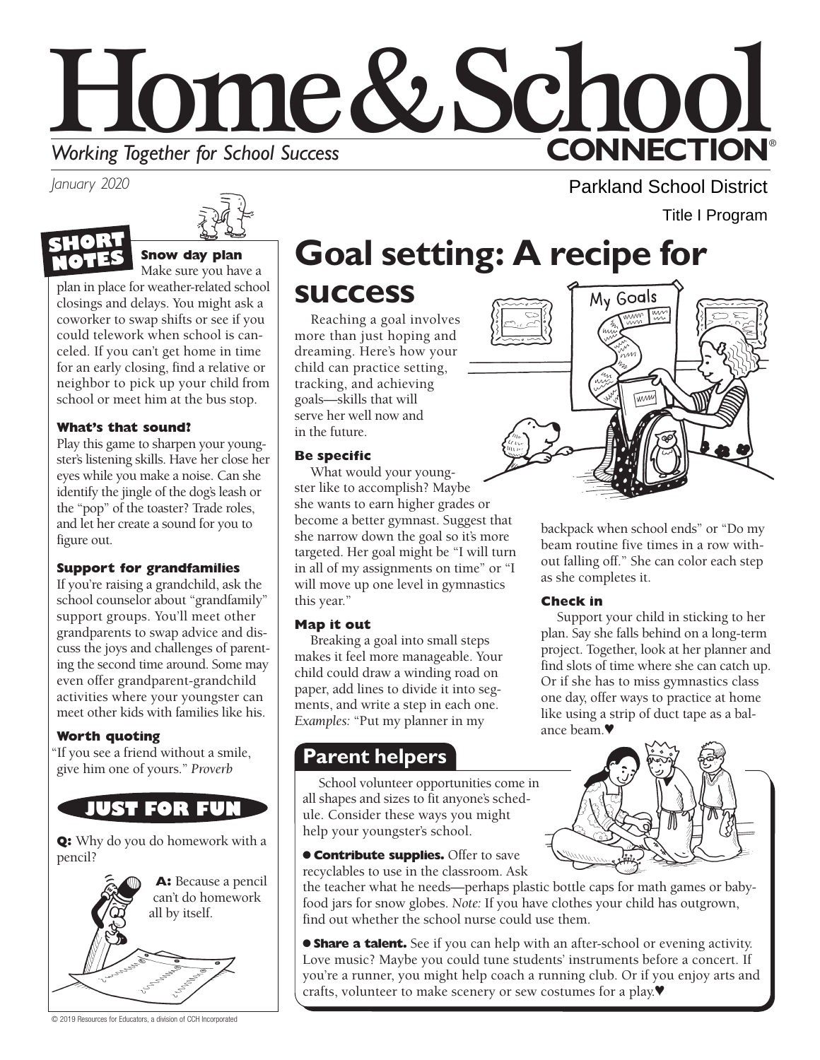# Home & School CONNECTION®

*Working Together for School Success*

*January 2020*

Parkland School District

Title I Program

## SHORT NOTES

**Snow day plan**

Make sure you have a plan in place for weather-related school closings and delays. You might ask a coworker to swap shifts or see if you could telework when school is canceled. If you can't get home in time for an early closing, find a relative or neighbor to pick up your child from school or meet him at the bus stop.

**What's that sound?**

Play this game to sharpen your youngster's listening skills. Have her close her eyes while you make a noise. Can she identify the jingle of the dog's leash or the "pop" of the toaster? Trade roles, and let her create a sound for you to figure out.

**Support for grandfamilies**

If you're raising a grandchild, ask the school counselor about "grandfamily" support groups. You'll meet other grandparents to swap advice and discuss the joys and challenges of parenting the second time around. Some may even offer grandparent-grandchild activities where your youngster can meet other kids with families like his.

**Worth quoting**

"If you see a friend without a smile, give him one of yours." *Proverb*

## JUST FOR FUN

**Q:** Why do you do homework with a pencil?

**A:** Because a pencil can't do homework all by itself.

# Goal setting: A recipe for success

Reaching a goal involves more than just hoping and dreaming. Here's how your child can practice setting, tracking, and achieving goals—skills that will serve her well now and in the future.

### Be specific

What would your youngster like to accomplish? Maybe she wants to earn higher grades or become a better gymnast. Suggest that she narrow down the goal so it's more targeted. Her goal might be "I will turn in all of my assignments on time" or "I will move up one level in gymnastics this year."

### Map it out

Breaking a goal into small steps makes it feel more manageable. Your child could draw a winding road on paper, add lines to divide it into segments, and write a step in each one. *Examples:* "Put my planner in my backpack when school ends" or "Do my beam routine five times in a row without falling off." She can color each step as she completes it.

### Check in

Support your child in sticking to her plan. Say she falls behind on a long-term project. Together, look at her planner and find slots of time where she can catch up. Or if she has to miss gymnastics class one day, offer ways to practice at home like using a strip of duct tape as a balance beam.♥

## Parent helpers

School volunteer opportunities come in all shapes and sizes to fit anyone's schedule. Consider these ways you might help your youngster's school.

- **Contribute supplies.** Offer to save recyclables to use in the classroom. Ask the teacher what he needs—perhaps plastic bottle caps for math games or baby-food jars for snow globes. *Note:* If you have clothes your child has outgrown, find out whether the school nurse could use them.

- **Share a talent.** See if you can help with an after-school or evening activity. Love music? Maybe you could tune students' instruments before a concert. If you're a runner, you might help coach a running club. Or if you enjoy arts and crafts, volunteer to make scenery or sew costumes for a play.♥

© 2019 Resources for Educators, a division of CCH Incorporated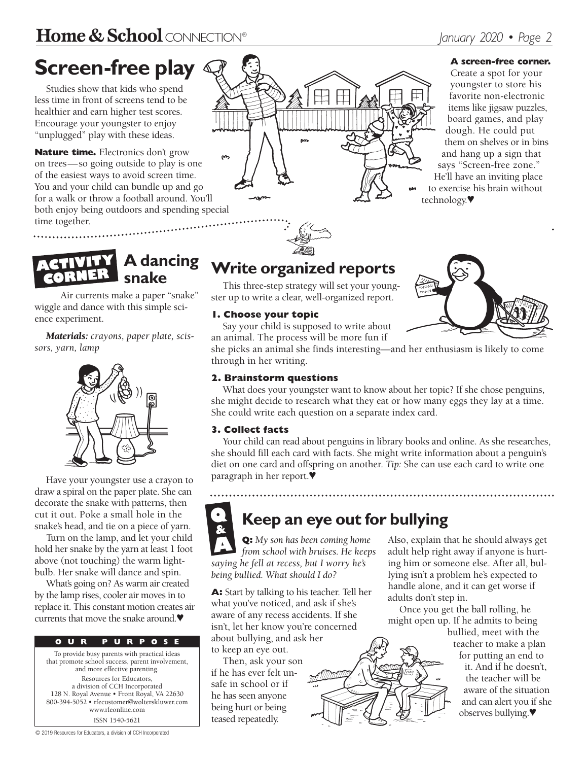# Screen-free play

Studies show that kids who spend less time in front of screens tend to be healthier and earn higher test scores. Encourage your youngster to enjoy "unplugged" play with these ideas.

**Nature time.** Electronics don't grow on trees—so going outside to play is one of the easiest ways to avoid screen time. You and your child can bundle up and go for a walk or throw a football around. You'll both enjoy being outdoors and spending special time together.

**A screen-free corner.** Create a spot for your youngster to store his favorite non-electronic items like jigsaw puzzles, board games, and play dough. He could put them on shelves or in bins and hang up a sign that says "Screen-free zone." He'll have an inviting place to exercise his brain without technology.♥

## ACTIVITY CORNER: A dancing snake

Air currents make a paper "snake" wiggle and dance with this simple science experiment.

***Materials:*** *crayons, paper plate, scissors, yarn, lamp*

Have your youngster use a crayon to draw a spiral on the paper plate. She can decorate the snake with patterns, then cut it out. Poke a small hole in the snake's head, and tie on a piece of yarn.

Turn on the lamp, and let your child hold her snake by the yarn at least 1 foot above (not touching) the warm lightbulb. Her snake will dance and spin.

What's going on? As warm air created by the lamp rises, cooler air moves in to replace it. This constant motion creates air currents that move the snake around.♥

## Write organized reports

This three-step strategy will set your youngster up to write a clear, well-organized report.

### 1. Choose your topic

Say your child is supposed to write about an animal. The process will be more fun if she picks an animal she finds interesting—and her enthusiasm is likely to come through in her writing.

### 2. Brainstorm questions

What does your youngster want to know about her topic? If she chose penguins, she might decide to research what they eat or how many eggs they lay at a time. She could write each question on a separate index card.

### 3. Collect facts

Your child can read about penguins in library books and online. As she researches, she should fill each card with facts. She might write information about a penguin's diet on one card and offspring on another. *Tip:* She can use each card to write one paragraph in her report.♥

## Q & A: Keep an eye out for bullying

**Q:** *My son has been coming home from school with bruises. He keeps saying he fell at recess, but I worry he's being bullied. What should I do?*

**A:** Start by talking to his teacher. Tell her what you've noticed, and ask if she's aware of any recess accidents. If she isn't, let her know you're concerned about bullying, and ask her to keep an eye out.

Then, ask your son if he has ever felt unsafe in school or if he has seen anyone being hurt or being teased repeatedly.

Also, explain that he should always get adult help right away if anyone is hurting him or someone else. After all, bullying isn't a problem he's expected to handle alone, and it can get worse if adults don't step in.

Once you get the ball rolling, he might open up. If he admits to being bullied, meet with the teacher to make a plan for putting an end to it. And if he doesn't, the teacher will be aware of the situation and can alert you if she observes bullying.♥

---

**OUR PURPOSE**

To provide busy parents with practical ideas that promote school success, parent involvement, and more effective parenting.

Resources for Educators, a division of CCH Incorporated
128 N. Royal Avenue • Front Royal, VA 22630
800-394-5052 • rfecustomer@wolterskluwer.com
www.rfeonline.com

ISSN 1540-5621

© 2019 Resources for Educators, a division of CCH Incorporated